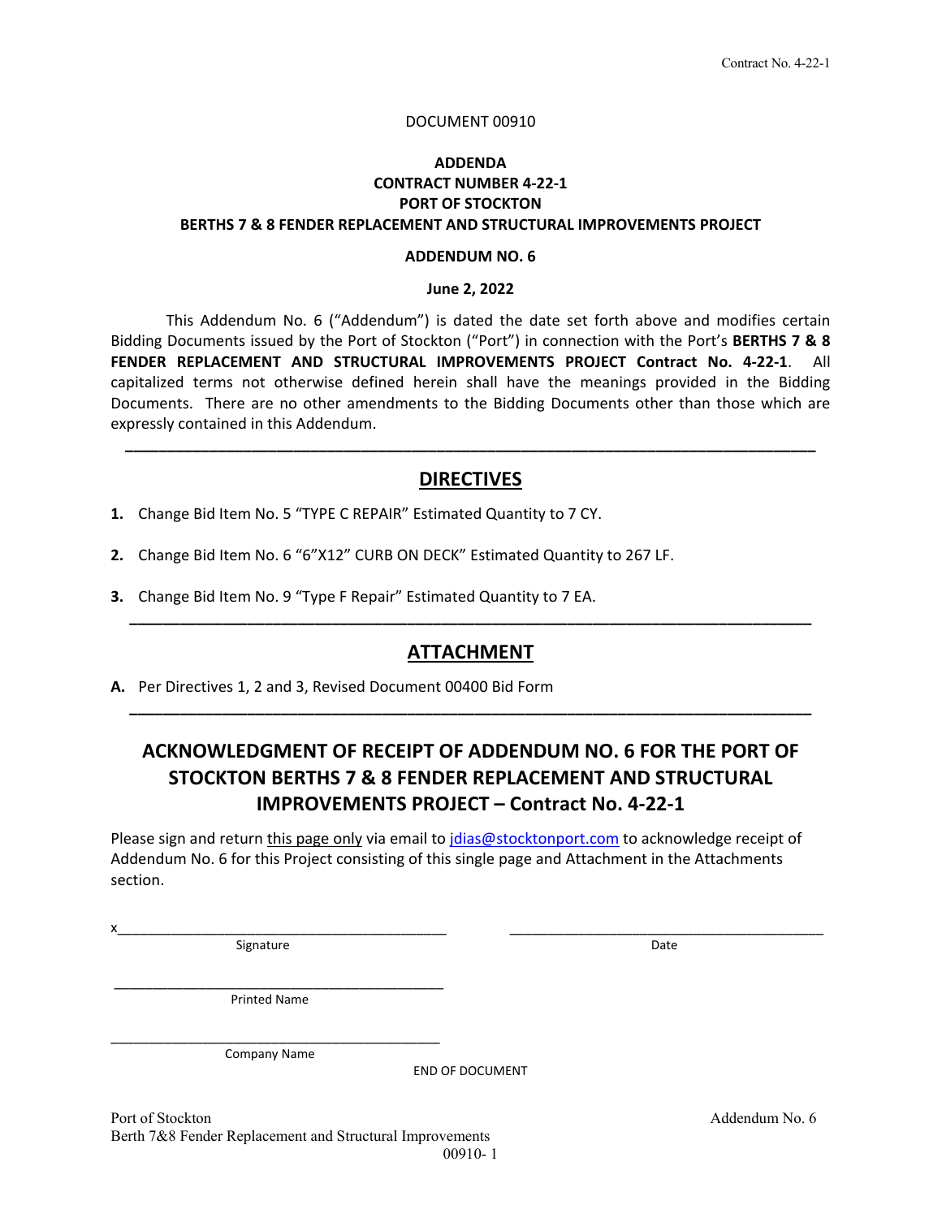DOCUMENT 00910

# ADDENDA
# CONTRACT NUMBER 4-22-1
# PORT OF STOCKTON
# BERTHS 7 & 8 FENDER REPLACEMENT AND STRUCTURAL IMPROVEMENTS PROJECT

## ADDENDUM NO. 6

**June 2, 2022**

This Addendum No. 6 ("Addendum") is dated the date set forth above and modifies certain Bidding Documents issued by the Port of Stockton ("Port") in connection with the Port's **BERTHS 7 & 8 FENDER REPLACEMENT AND STRUCTURAL IMPROVEMENTS PROJECT Contract No. 4-22-1**. All capitalized terms not otherwise defined herein shall have the meanings provided in the Bidding Documents. There are no other amendments to the Bidding Documents other than those which are expressly contained in this Addendum.

---

## DIRECTIVES

1. Change Bid Item No. 5 "TYPE C REPAIR" Estimated Quantity to 7 CY.

2. Change Bid Item No. 6 "6"X12" CURB ON DECK" Estimated Quantity to 267 LF.

3. Change Bid Item No. 9 "Type F Repair" Estimated Quantity to 7 EA.

---

## ATTACHMENT

**A.** Per Directives 1, 2 and 3, Revised Document 00400 Bid Form

---

## ACKNOWLEDGMENT OF RECEIPT OF ADDENDUM NO. 6 FOR THE PORT OF STOCKTON BERTHS 7 & 8 FENDER REPLACEMENT AND STRUCTURAL IMPROVEMENTS PROJECT – Contract No. 4-22-1

Please sign and return this page only via email to jdias@stocktonport.com to acknowledge receipt of Addendum No. 6 for this Project consisting of this single page and Attachment in the Attachments section.

x_____________________________________________ _____________________________________________
Signature Date

_____________________________________________
Printed Name

_____________________________________________
Company Name

END OF DOCUMENT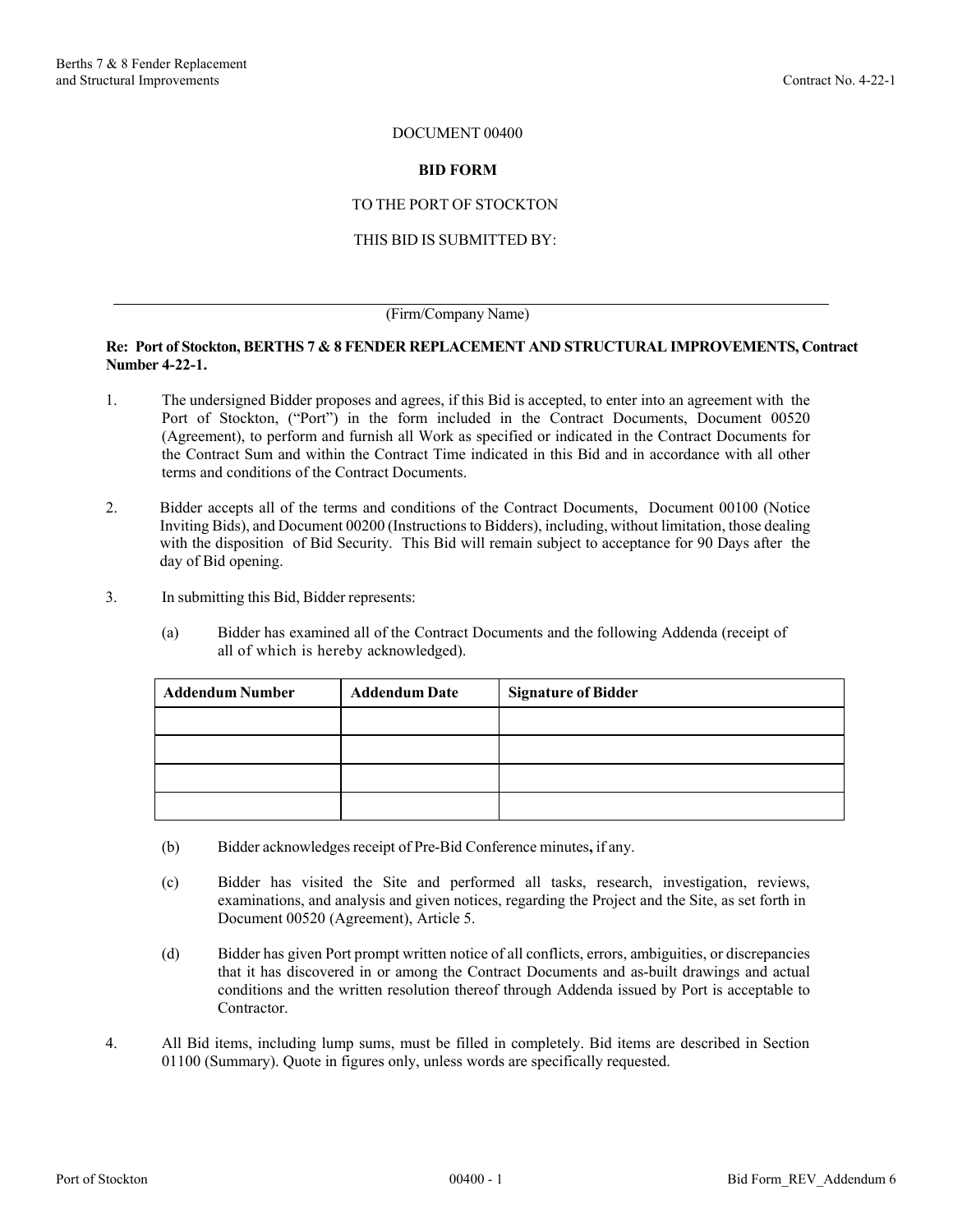DOCUMENT 00400

**BID FORM**

TO THE PORT OF STOCKTON

THIS BID IS SUBMITTED BY:

______________________________________________________________________

(Firm/Company Name)

**Re: Port of Stockton, BERTHS 7 & 8 FENDER REPLACEMENT AND STRUCTURAL IMPROVEMENTS, Contract Number 4-22-1.**

1. The undersigned Bidder proposes and agrees, if this Bid is accepted, to enter into an agreement with the Port of Stockton, ("Port") in the form included in the Contract Documents, Document 00520 (Agreement), to perform and furnish all Work as specified or indicated in the Contract Documents for the Contract Sum and within the Contract Time indicated in this Bid and in accordance with all other terms and conditions of the Contract Documents.

2. Bidder accepts all of the terms and conditions of the Contract Documents, Document 00100 (Notice Inviting Bids), and Document 00200 (Instructions to Bidders), including, without limitation, those dealing with the disposition of Bid Security. This Bid will remain subject to acceptance for 90 Days after the day of Bid opening.

3. In submitting this Bid, Bidder represents:

   (a) Bidder has examined all of the Contract Documents and the following Addenda (receipt of all of which is hereby acknowledged).

| Addendum Number | Addendum Date | Signature of Bidder |
| --- | --- | --- |
| | | |
| | | |
| | | |
| | | |

   (b) Bidder acknowledges receipt of Pre-Bid Conference minutes**,** if any.

   (c) Bidder has visited the Site and performed all tasks, research, investigation, reviews, examinations, and analysis and given notices, regarding the Project and the Site, as set forth in Document 00520 (Agreement), Article 5.

   (d) Bidder has given Port prompt written notice of all conflicts, errors, ambiguities, or discrepancies that it has discovered in or among the Contract Documents and as-built drawings and actual conditions and the written resolution thereof through Addenda issued by Port is acceptable to Contractor.

4. All Bid items, including lump sums, must be filled in completely. Bid items are described in Section 01100 (Summary). Quote in figures only, unless words are specifically requested.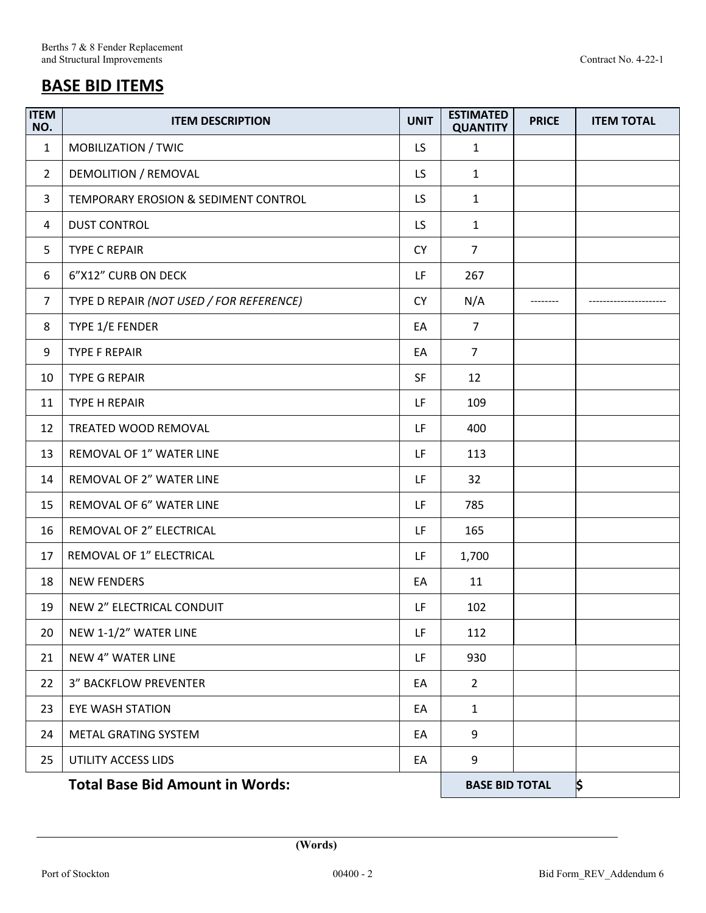## BASE BID ITEMS

| ITEM NO. | ITEM DESCRIPTION | UNIT | ESTIMATED QUANTITY | PRICE | ITEM TOTAL |
|---|---|---|---|---|---|
| 1 | MOBILIZATION / TWIC | LS | 1 | | |
| 2 | DEMOLITION / REMOVAL | LS | 1 | | |
| 3 | TEMPORARY EROSION & SEDIMENT CONTROL | LS | 1 | | |
| 4 | DUST CONTROL | LS | 1 | | |
| 5 | TYPE C REPAIR | CY | 7 | | |
| 6 | 6”X12” CURB ON DECK | LF | 267 | | |
| 7 | TYPE D REPAIR *(NOT USED / FOR REFERENCE)* | CY | N/A | -------- | --------------------- |
| 8 | TYPE 1/E FENDER | EA | 7 | | |
| 9 | TYPE F REPAIR | EA | 7 | | |
| 10 | TYPE G REPAIR | SF | 12 | | |
| 11 | TYPE H REPAIR | LF | 109 | | |
| 12 | TREATED WOOD REMOVAL | LF | 400 | | |
| 13 | REMOVAL OF 1” WATER LINE | LF | 113 | | |
| 14 | REMOVAL OF 2” WATER LINE | LF | 32 | | |
| 15 | REMOVAL OF 6” WATER LINE | LF | 785 | | |
| 16 | REMOVAL OF 2” ELECTRICAL | LF | 165 | | |
| 17 | REMOVAL OF 1” ELECTRICAL | LF | 1,700 | | |
| 18 | NEW FENDERS | EA | 11 | | |
| 19 | NEW 2” ELECTRICAL CONDUIT | LF | 102 | | |
| 20 | NEW 1-1/2” WATER LINE | LF | 112 | | |
| 21 | NEW 4” WATER LINE | LF | 930 | | |
| 22 | 3” BACKFLOW PREVENTER | EA | 2 | | |
| 23 | EYE WASH STATION | EA | 1 | | |
| 24 | METAL GRATING SYSTEM | EA | 9 | | |
| 25 | UTILITY ACCESS LIDS | EA | 9 | | |
| | **Total Base Bid Amount in Words:** | | **BASE BID TOTAL** | | $ |

_______________________________________________

**(Words)**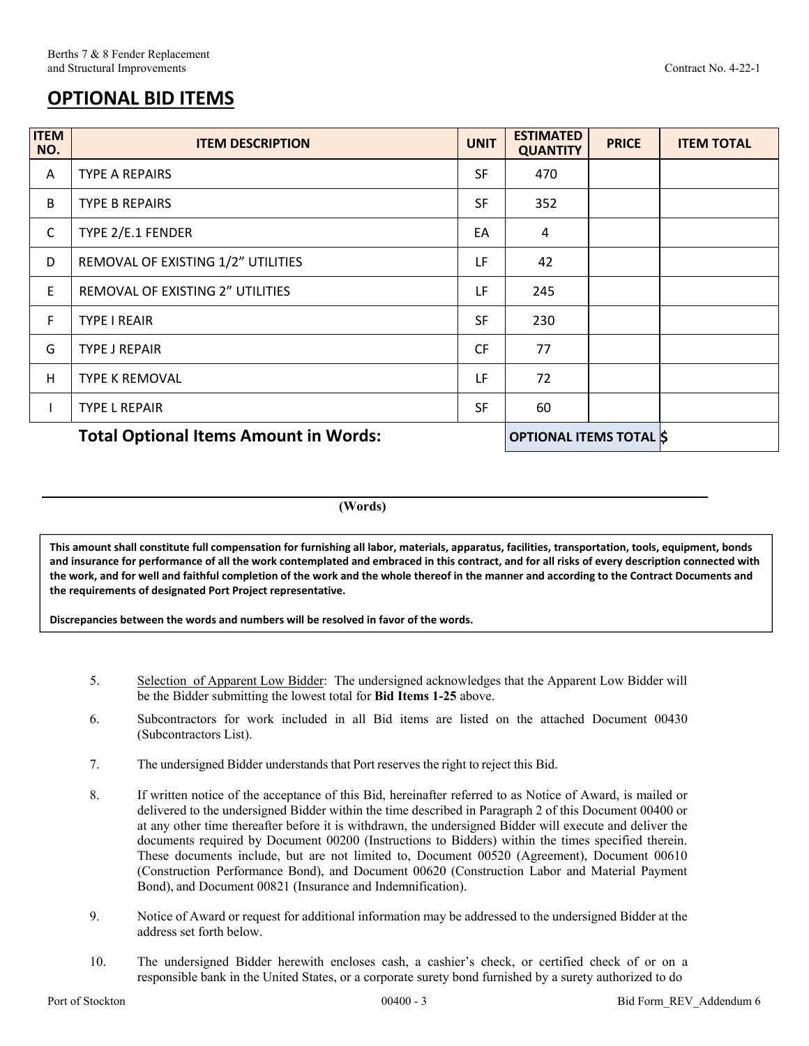## OPTIONAL BID ITEMS

| ITEM NO. | ITEM DESCRIPTION | UNIT | ESTIMATED QUANTITY | PRICE | ITEM TOTAL |
|---|---|---|---|---|---|
| A | TYPE A REPAIRS | SF | 470 | | |
| B | TYPE B REPAIRS | SF | 352 | | |
| C | TYPE 2/E.1 FENDER | EA | 4 | | |
| D | REMOVAL OF EXISTING 1/2" UTILITIES | LF | 42 | | |
| E | REMOVAL OF EXISTING 2" UTILITIES | LF | 245 | | |
| F | TYPE I REAIR | SF | 230 | | |
| G | TYPE J REPAIR | CF | 77 | | |
| H | TYPE K REMOVAL | LF | 72 | | |
| I | TYPE L REPAIR | SF | 60 | | |
| | **Total Optional Items Amount in Words:** | | **OPTIONAL ITEMS TOTAL** | | **$** |

\_\_\_\_\_\_\_\_\_\_\_\_\_\_\_\_\_\_\_\_\_\_\_\_\_\_\_\_\_\_\_\_\_\_\_\_\_\_\_\_\_\_\_\_\_\_\_\_\_\_\_\_\_\_\_\_\_\_\_\_\_\_\_\_

**(Words)**

**This amount shall constitute full compensation for furnishing all labor, materials, apparatus, facilities, transportation, tools, equipment, bonds and insurance for performance of all the work contemplated and embraced in this contract, and for all risks of every description connected with the work, and for well and faithful completion of the work and the whole thereof in the manner and according to the Contract Documents and the requirements of designated Port Project representative.**

**Discrepancies between the words and numbers will be resolved in favor of the words.**

5. Selection of Apparent Low Bidder: The undersigned acknowledges that the Apparent Low Bidder will be the Bidder submitting the lowest total for **Bid Items 1-25** above.

6. Subcontractors for work included in all Bid items are listed on the attached Document 00430 (Subcontractors List).

7. The undersigned Bidder understands that Port reserves the right to reject this Bid.

8. If written notice of the acceptance of this Bid, hereinafter referred to as Notice of Award, is mailed or delivered to the undersigned Bidder within the time described in Paragraph 2 of this Document 00400 or at any other time thereafter before it is withdrawn, the undersigned Bidder will execute and deliver the documents required by Document 00200 (Instructions to Bidders) within the times specified therein. These documents include, but are not limited to, Document 00520 (Agreement), Document 00610 (Construction Performance Bond), and Document 00620 (Construction Labor and Material Payment Bond), and Document 00821 (Insurance and Indemnification).

9. Notice of Award or request for additional information may be addressed to the undersigned Bidder at the address set forth below.

10. The undersigned Bidder herewith encloses cash, a cashier's check, or certified check of or on a responsible bank in the United States, or a corporate surety bond furnished by a surety authorized to do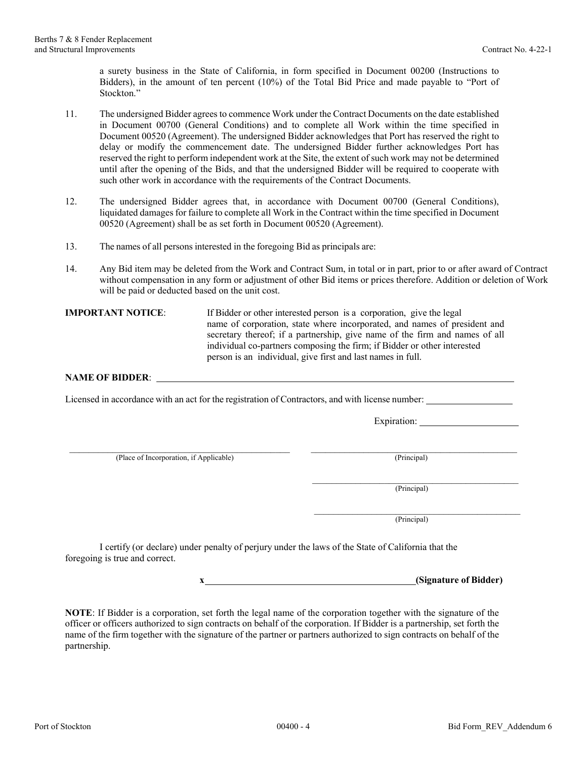a surety business in the State of California, in form specified in Document 00200 (Instructions to Bidders), in the amount of ten percent (10%) of the Total Bid Price and made payable to "Port of Stockton."

11. The undersigned Bidder agrees to commence Work under the Contract Documents on the date established in Document 00700 (General Conditions) and to complete all Work within the time specified in Document 00520 (Agreement). The undersigned Bidder acknowledges that Port has reserved the right to delay or modify the commencement date. The undersigned Bidder further acknowledges Port has reserved the right to perform independent work at the Site, the extent of such work may not be determined until after the opening of the Bids, and that the undersigned Bidder will be required to cooperate with such other work in accordance with the requirements of the Contract Documents.

12. The undersigned Bidder agrees that, in accordance with Document 00700 (General Conditions), liquidated damages for failure to complete all Work in the Contract within the time specified in Document 00520 (Agreement) shall be as set forth in Document 00520 (Agreement).

13. The names of all persons interested in the foregoing Bid as principals are:

14. Any Bid item may be deleted from the Work and Contract Sum, in total or in part, prior to or after award of Contract without compensation in any form or adjustment of other Bid items or prices therefore. Addition or deletion of Work will be paid or deducted based on the unit cost.

**IMPORTANT NOTICE**: If Bidder or other interested person is a corporation, give the legal name of corporation, state where incorporated, and names of president and secretary thereof; if a partnership, give name of the firm and names of all individual co-partners composing the firm; if Bidder or other interested person is an individual, give first and last names in full.

**NAME OF BIDDER**: ______________________________________________

Licensed in accordance with an act for the registration of Contractors, and with license number: ______________

Expiration: ______________

______________________________ (Place of Incorporation, if Applicable)

______________________________ (Principal)

______________________________ (Principal)

______________________________ (Principal)

I certify (or declare) under penalty of perjury under the laws of the State of California that the foregoing is true and correct.

**x______________________________(Signature of Bidder)**

**NOTE**: If Bidder is a corporation, set forth the legal name of the corporation together with the signature of the officer or officers authorized to sign contracts on behalf of the corporation. If Bidder is a partnership, set forth the name of the firm together with the signature of the partner or partners authorized to sign contracts on behalf of the partnership.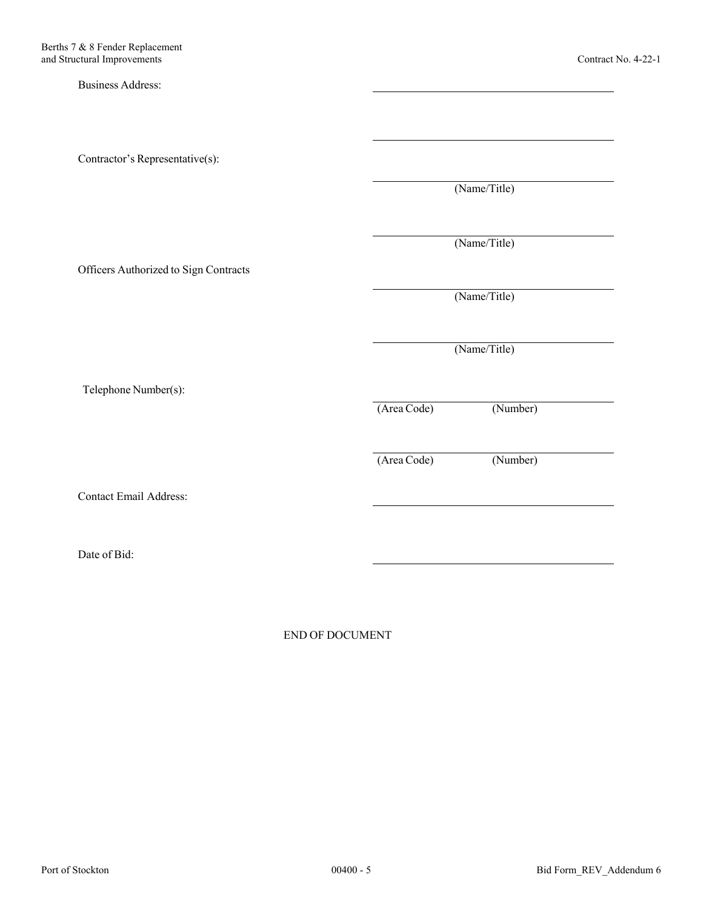Business Address: \_\_\_\_\_\_\_\_\_\_\_\_\_\_\_\_\_\_\_\_\_\_\_\_\_\_\_\_\_\_

\_\_\_\_\_\_\_\_\_\_\_\_\_\_\_\_\_\_\_\_\_\_\_\_\_\_\_\_\_\_

Contractor's Representative(s):

\_\_\_\_\_\_\_\_\_\_\_\_\_\_\_\_\_\_\_\_\_\_\_\_\_\_\_\_\_\_
(Name/Title)

\_\_\_\_\_\_\_\_\_\_\_\_\_\_\_\_\_\_\_\_\_\_\_\_\_\_\_\_\_\_
(Name/Title)

Officers Authorized to Sign Contracts

\_\_\_\_\_\_\_\_\_\_\_\_\_\_\_\_\_\_\_\_\_\_\_\_\_\_\_\_\_\_
(Name/Title)

\_\_\_\_\_\_\_\_\_\_\_\_\_\_\_\_\_\_\_\_\_\_\_\_\_\_\_\_\_\_
(Name/Title)

Telephone Number(s):

\_\_\_\_\_\_\_\_\_\_\_\_\_\_\_\_\_\_\_\_\_\_\_\_\_\_\_\_\_\_
(Area Code) (Number)

\_\_\_\_\_\_\_\_\_\_\_\_\_\_\_\_\_\_\_\_\_\_\_\_\_\_\_\_\_\_
(Area Code) (Number)

Contact Email Address: \_\_\_\_\_\_\_\_\_\_\_\_\_\_\_\_\_\_\_\_\_\_\_\_\_\_\_\_\_\_

Date of Bid: \_\_\_\_\_\_\_\_\_\_\_\_\_\_\_\_\_\_\_\_\_\_\_\_\_\_\_\_\_\_

END OF DOCUMENT